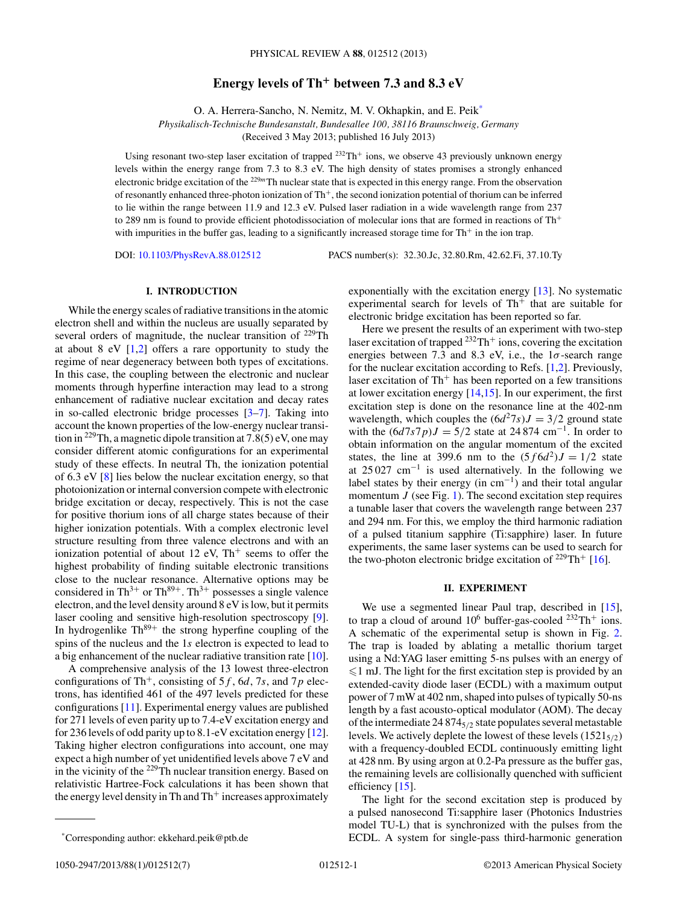# Energy levels of $Th^+$ between 7.3 and 8.3 eV

O. A. Herrera-Sancho, N. Nemitz, M. V. Okhapkin, and E. Peik*

*Physikalisch-Technische Bundesanstalt, Bundesallee 100, 38116 Braunschweig, Germany*

(Received 3 May 2013; published 16 July 2013)

Using resonant two-step laser excitation of trapped $^{232}Th^+$ ions, we observe 43 previously unknown energy levels within the energy range from 7.3 to 8.3 eV. The high density of states promises a strongly enhanced electronic bridge excitation of the $^{229m}Th$ nuclear state that is expected in this energy range. From the observation of resonantly enhanced three-photon ionization of $Th^+$, the second ionization potential of thorium can be inferred to lie within the range between 11.9 and 12.3 eV. Pulsed laser radiation in a wide wavelength range from 237 to 289 nm is found to provide efficient photodissociation of molecular ions that are formed in reactions of $Th^+$ with impurities in the buffer gas, leading to a significantly increased storage time for $Th^+$ in the ion trap.

DOI: 10.1103/PhysRevA.88.012512 PACS number(s): 32.30.Jc, 32.80.Rm, 42.62.Fi, 37.10.Ty

## I. INTRODUCTION

While the energy scales of radiative transitions in the atomic electron shell and within the nucleus are usually separated by several orders of magnitude, the nuclear transition of $^{229}Th$ at about 8 eV [1,2] offers a rare opportunity to study the regime of near degeneracy between both types of excitations. In this case, the coupling between the electronic and nuclear moments through hyperfine interaction may lead to a strong enhancement of radiative nuclear excitation and decay rates in so-called electronic bridge processes [3–7]. Taking into account the known properties of the low-energy nuclear transition in $^{229}Th$, a magnetic dipole transition at 7.8(5) eV, one may consider different atomic configurations for an experimental study of these effects. In neutral Th, the ionization potential of 6.3 eV [8] lies below the nuclear excitation energy, so that photoionization or internal conversion compete with electronic bridge excitation or decay, respectively. This is not the case for positive thorium ions of all charge states because of their higher ionization potentials. With a complex electronic level structure resulting from three valence electrons and with an ionization potential of about 12 eV, $Th^+$ seems to offer the highest probability of finding suitable electronic transitions close to the nuclear resonance. Alternative options may be considered in $Th^{3+}$ or $Th^{89+}$. $Th^{3+}$ possesses a single valence electron, and the level density around 8 eV is low, but it permits laser cooling and sensitive high-resolution spectroscopy [9]. In hydrogenlike $Th^{89+}$ the strong hyperfine coupling of the spins of the nucleus and the 1*s* electron is expected to lead to a big enhancement of the nuclear radiative transition rate [10].

A comprehensive analysis of the 13 lowest three-electron configurations of $Th^+$, consisting of 5*f*, 6*d*, 7*s*, and 7*p* electrons, has identified 461 of the 497 levels predicted for these configurations [11]. Experimental energy values are published for 271 levels of even parity up to 7.4-eV excitation energy and for 236 levels of odd parity up to 8.1-eV excitation energy [12]. Taking higher electron configurations into account, one may expect a high number of yet unidentified levels above 7 eV and in the vicinity of the $^{229}Th$ nuclear transition energy. Based on relativistic Hartree-Fock calculations it has been shown that the energy level density in Th and $Th^+$ increases approximately exponentially with the excitation energy [13]. No systematic experimental search for levels of $Th^+$ that are suitable for electronic bridge excitation has been reported so far.

Here we present the results of an experiment with two-step laser excitation of trapped $^{232}Th^+$ ions, covering the excitation energies between 7.3 and 8.3 eV, i.e., the 1$\sigma$-search range for the nuclear excitation according to Refs. [1,2]. Previously, laser excitation of $Th^+$ has been reported on a few transitions at lower excitation energy [14,15]. In our experiment, the first excitation step is done on the resonance line at the 402-nm wavelength, which couples the $(6d^2 7s)J = 3/2$ ground state with the $(6d7s7p)J = 5/2$ state at 24 874 $cm^{-1}$. In order to obtain information on the angular momentum of the excited states, the line at 399.6 nm to the $(5f6d^2)J = 1/2$ state at 25 027 $cm^{-1}$ is used alternatively. In the following we label states by their energy (in $cm^{-1}$) and their total angular momentum *J* (see Fig. 1). The second excitation step requires a tunable laser that covers the wavelength range between 237 and 294 nm. For this, we employ the third harmonic radiation of a pulsed titanium sapphire (Ti:sapphire) laser. In future experiments, the same laser systems can be used to search for the two-photon electronic bridge excitation of $^{229}Th^+$ [16].

## II. EXPERIMENT

We use a segmented linear Paul trap, described in [15], to trap a cloud of around $10^6$ buffer-gas-cooled $^{232}Th^+$ ions. A schematic of the experimental setup is shown in Fig. 2. The trap is loaded by ablating a metallic thorium target using a Nd:YAG laser emitting 5-ns pulses with an energy of $\leqslant$1 mJ. The light for the first excitation step is provided by an extended-cavity diode laser (ECDL) with a maximum output power of 7 mW at 402 nm, shaped into pulses of typically 50-ns length by a fast acousto-optical modulator (AOM). The decay of the intermediate $24\,874_{5/2}$ state populates several metastable levels. We actively deplete the lowest of these levels ($1521_{5/2}$) with a frequency-doubled ECDL continuously emitting light at 428 nm. By using argon at 0.2-Pa pressure as the buffer gas, the remaining levels are collisionally quenched with sufficient efficiency [15].

The light for the second excitation step is produced by a pulsed nanosecond Ti:sapphire laser (Photonics Industries model TU-L) that is synchronized with the pulses from the ECDL. A system for single-pass third-harmonic generation

*Corresponding author: ekkehard.peik@ptb.de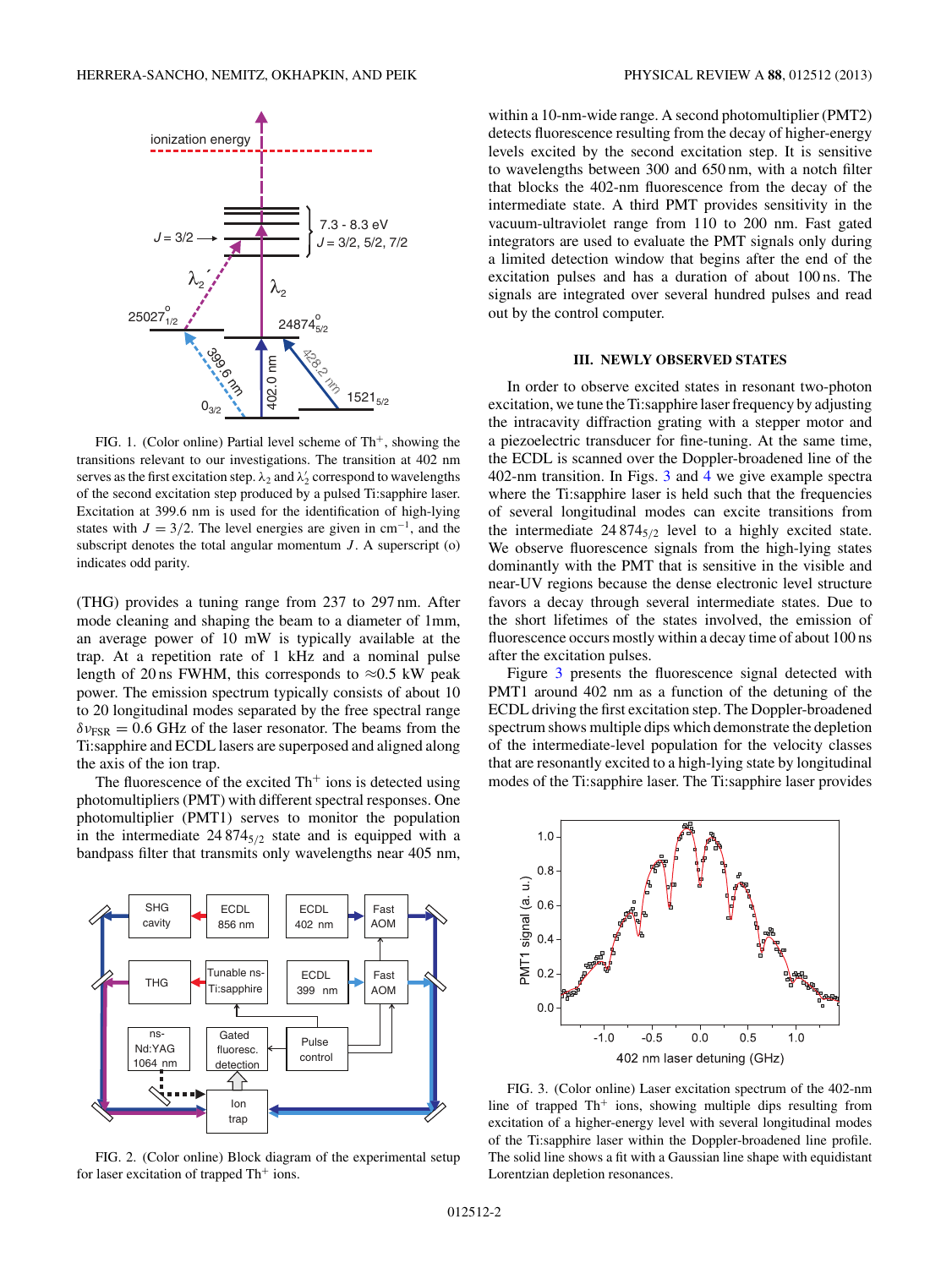FIG. 1. (Color online) Partial level scheme of $Th^+$, showing the transitions relevant to our investigations. The transition at 402 nm serves as the first excitation step. $\lambda_2$ and $\lambda_2'$ correspond to wavelengths of the second excitation step produced by a pulsed Ti:sapphire laser. Excitation at 399.6 nm is used for the identification of high-lying states with $J = 3/2$. The level energies are given in $cm^{-1}$, and the subscript denotes the total angular momentum $J$. A superscript (o) indicates odd parity.

(THG) provides a tuning range from 237 to 297 nm. After mode cleaning and shaping the beam to a diameter of 1mm, an average power of 10 mW is typically available at the trap. At a repetition rate of 1 kHz and a nominal pulse length of 20 ns FWHM, this corresponds to ≈0.5 kW peak power. The emission spectrum typically consists of about 10 to 20 longitudinal modes separated by the free spectral range $\delta\nu_{FSR} = 0.6$ GHz of the laser resonator. The beams from the Ti:sapphire and ECDL lasers are superposed and aligned along the axis of the ion trap.

The fluorescence of the excited $Th^+$ ions is detected using photomultipliers (PMT) with different spectral responses. One photomultiplier (PMT1) serves to monitor the population in the intermediate $24\,874_{5/2}$ state and is equipped with a bandpass filter that transmits only wavelengths near 405 nm, within a 10-nm-wide range. A second photomultiplier (PMT2) detects fluorescence resulting from the decay of higher-energy levels excited by the second excitation step. It is sensitive to wavelengths between 300 and 650 nm, with a notch filter that blocks the 402-nm fluorescence from the decay of the intermediate state. A third PMT provides sensitivity in the vacuum-ultraviolet range from 110 to 200 nm. Fast gated integrators are used to evaluate the PMT signals only during a limited detection window that begins after the end of the excitation pulses and has a duration of about 100 ns. The signals are integrated over several hundred pulses and read out by the control computer.

FIG. 2. (Color online) Block diagram of the experimental setup for laser excitation of trapped $Th^+$ ions.

## III. NEWLY OBSERVED STATES

In order to observe excited states in resonant two-photon excitation, we tune the Ti:sapphire laser frequency by adjusting the intracavity diffraction grating with a stepper motor and a piezoelectric transducer for fine-tuning. At the same time, the ECDL is scanned over the Doppler-broadened line of the 402-nm transition. In Figs. 3 and 4 we give example spectra where the Ti:sapphire laser is held such that the frequencies of several longitudinal modes can excite transitions from the intermediate $24\,874_{5/2}$ level to a highly excited state. We observe fluorescence signals from the high-lying states dominantly with the PMT that is sensitive in the visible and near-UV regions because the dense electronic level structure favors a decay through several intermediate states. Due to the short lifetimes of the states involved, the emission of fluorescence occurs mostly within a decay time of about 100 ns after the excitation pulses.

Figure 3 presents the fluorescence signal detected with PMT1 around 402 nm as a function of the detuning of the ECDL driving the first excitation step. The Doppler-broadened spectrum shows multiple dips which demonstrate the depletion of the intermediate-level population for the velocity classes that are resonantly excited to a high-lying state by longitudinal modes of the Ti:sapphire laser. The Ti:sapphire laser provides

FIG. 3. (Color online) Laser excitation spectrum of the 402-nm line of trapped $Th^+$ ions, showing multiple dips resulting from excitation of a higher-energy level with several longitudinal modes of the Ti:sapphire laser within the Doppler-broadened line profile. The solid line shows a fit with a Gaussian line shape with equidistant Lorentzian depletion resonances.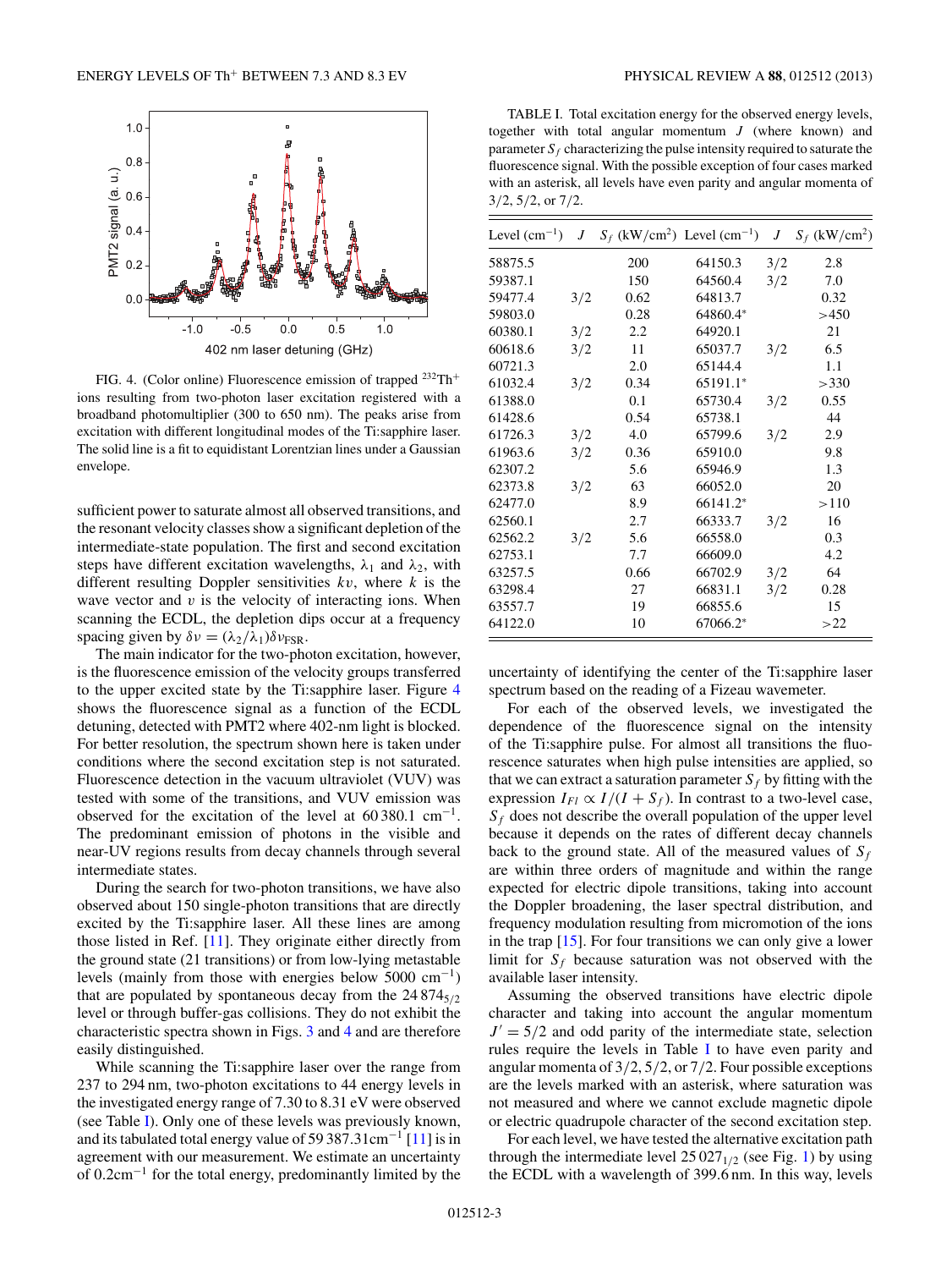FIG. 4. (Color online) Fluorescence emission of trapped $^{232}Th^{+}$ ions resulting from two-photon laser excitation registered with a broadband photomultiplier (300 to 650 nm). The peaks arise from excitation with different longitudinal modes of the Ti:sapphire laser. The solid line is a fit to equidistant Lorentzian lines under a Gaussian envelope.

sufficient power to saturate almost all observed transitions, and the resonant velocity classes show a significant depletion of the intermediate-state population. The first and second excitation steps have different excitation wavelengths, $\lambda_1$ and $\lambda_2$, with different resulting Doppler sensitivities $kv$, where $k$ is the wave vector and $v$ is the velocity of interacting ions. When scanning the ECDL, the depletion dips occur at a frequency spacing given by $\delta\nu = (\lambda_2/\lambda_1)\delta\nu_{\mathrm{FSR}}$.

The main indicator for the two-photon excitation, however, is the fluorescence emission of the velocity groups transferred to the upper excited state by the Ti:sapphire laser. Figure 4 shows the fluorescence signal as a function of the ECDL detuning, detected with PMT2 where 402-nm light is blocked. For better resolution, the spectrum shown here is taken under conditions where the second excitation step is not saturated. Fluorescence detection in the vacuum ultraviolet (VUV) was tested with some of the transitions, and VUV emission was observed for the excitation of the level at 60 380.1 cm$^{-1}$. The predominant emission of photons in the visible and near-UV regions results from decay channels through several intermediate states.

During the search for two-photon transitions, we have also observed about 150 single-photon transitions that are directly excited by the Ti:sapphire laser. All these lines are among those listed in Ref. [11]. They originate either directly from the ground state (21 transitions) or from low-lying metastable levels (mainly from those with energies below 5000 cm$^{-1}$) that are populated by spontaneous decay from the $24\,874_{5/2}$ level or through buffer-gas collisions. They do not exhibit the characteristic spectra shown in Figs. 3 and 4 and are therefore easily distinguished.

While scanning the Ti:sapphire laser over the range from 237 to 294 nm, two-photon excitations to 44 energy levels in the investigated energy range of 7.30 to 8.31 eV were observed (see Table I). Only one of these levels was previously known, and its tabulated total energy value of 59 387.31cm$^{-1}$ [11] is in agreement with our measurement. We estimate an uncertainty of 0.2cm$^{-1}$ for the total energy, predominantly limited by the uncertainty of identifying the center of the Ti:sapphire laser spectrum based on the reading of a Fizeau wavemeter.

TABLE I. Total excitation energy for the observed energy levels, together with total angular momentum $J$ (where known) and parameter $S_f$ characterizing the pulse intensity required to saturate the fluorescence signal. With the possible exception of four cases marked with an asterisk, all levels have even parity and angular momenta of 3/2, 5/2, or 7/2.

| Level (cm$^{-1}$) | $J$ | $S_f$ (kW/cm$^2$) | Level (cm$^{-1}$) | $J$ | $S_f$ (kW/cm$^2$) |
|---|---|---|---|---|---|
| 58875.5 | | 200 | 64150.3 | 3/2 | 2.8 |
| 59387.1 | | 150 | 64560.4 | 3/2 | 7.0 |
| 59477.4 | 3/2 | 0.62 | 64813.7 | | 0.32 |
| 59803.0 | | 0.28 | 64860.4* | | >450 |
| 60380.1 | 3/2 | 2.2 | 64920.1 | | 21 |
| 60618.6 | 3/2 | 11 | 65037.7 | 3/2 | 6.5 |
| 60721.3 | | 2.0 | 65144.4 | | 1.1 |
| 61032.4 | 3/2 | 0.34 | 65191.1* | | >330 |
| 61388.0 | | 0.1 | 65730.4 | 3/2 | 0.55 |
| 61428.6 | | 0.54 | 65738.1 | | 44 |
| 61726.3 | 3/2 | 4.0 | 65799.6 | 3/2 | 2.9 |
| 61963.6 | 3/2 | 0.36 | 65910.0 | | 9.8 |
| 62307.2 | | 5.6 | 65946.9 | | 1.3 |
| 62373.8 | 3/2 | 63 | 66052.0 | | 20 |
| 62477.0 | | 8.9 | 66141.2* | | >110 |
| 62560.1 | | 2.7 | 66333.7 | 3/2 | 16 |
| 62562.2 | 3/2 | 5.6 | 66558.0 | | 0.3 |
| 62753.1 | | 7.7 | 66609.0 | | 4.2 |
| 63257.5 | | 0.66 | 66702.9 | 3/2 | 64 |
| 63298.4 | | 27 | 66831.1 | 3/2 | 0.28 |
| 63557.7 | | 19 | 66855.6 | | 15 |
| 64122.0 | | 10 | 67066.2* | | >22 |

For each of the observed levels, we investigated the dependence of the fluorescence signal on the intensity of the Ti:sapphire pulse. For almost all transitions the fluorescence saturates when high pulse intensities are applied, so that we can extract a saturation parameter $S_f$ by fitting with the expression $I_{Fl} \propto I/(I+S_f)$. In contrast to a two-level case, $S_f$ does not describe the overall population of the upper level because it depends on the rates of different decay channels back to the ground state. All of the measured values of $S_f$ are within three orders of magnitude and within the range expected for electric dipole transitions, taking into account the Doppler broadening, the laser spectral distribution, and frequency modulation resulting from micromotion of the ions in the trap [15]. For four transitions we can only give a lower limit for $S_f$ because saturation was not observed with the available laser intensity.

Assuming the observed transitions have electric dipole character and taking into account the angular momentum $J' = 5/2$ and odd parity of the intermediate state, selection rules require the levels in Table I to have even parity and angular momenta of 3/2, 5/2, or 7/2. Four possible exceptions are the levels marked with an asterisk, where saturation was not measured and where we cannot exclude magnetic dipole or electric quadrupole character of the second excitation step.

For each level, we have tested the alternative excitation path through the intermediate level $25\,027_{1/2}$ (see Fig. 1) by using the ECDL with a wavelength of 399.6 nm. In this way, levels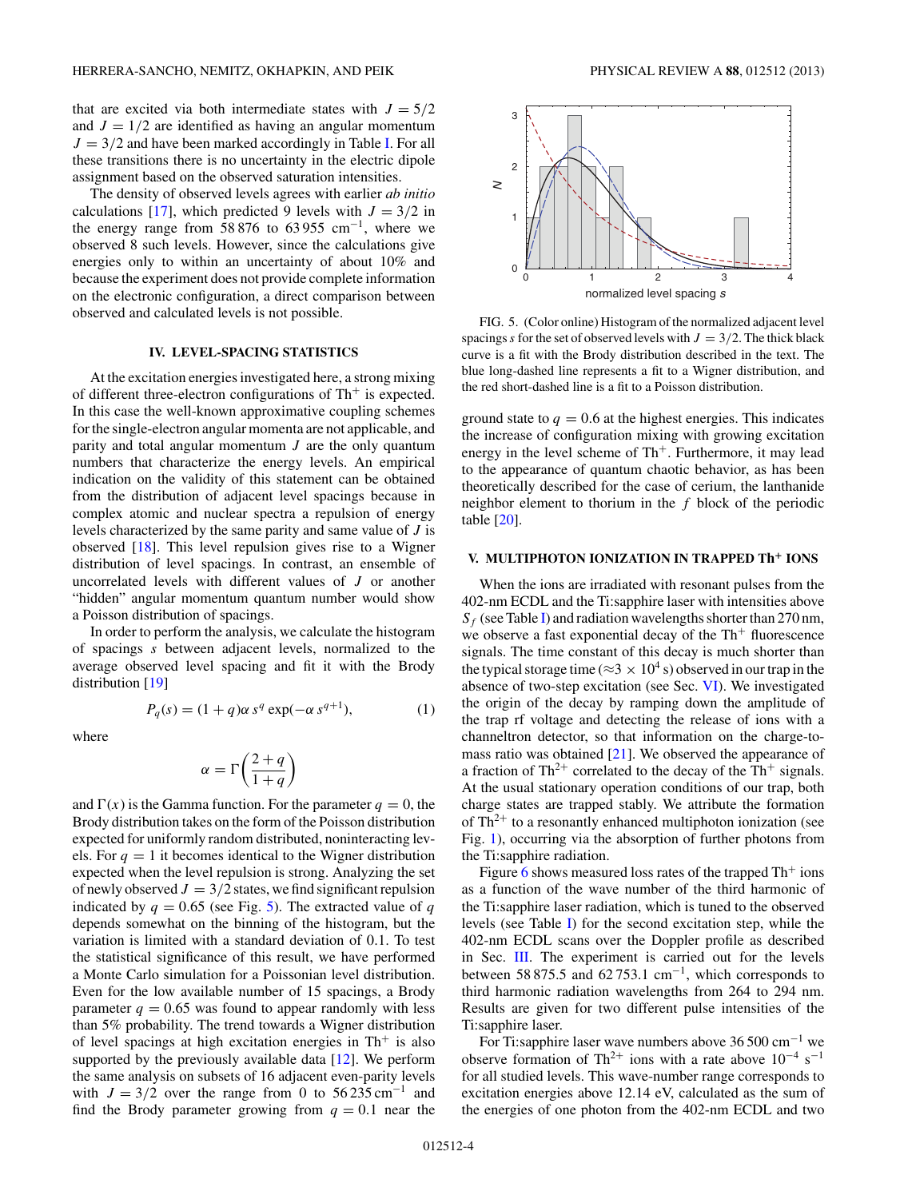that are excited via both intermediate states with $J = 5/2$ and $J = 1/2$ are identified as having an angular momentum $J = 3/2$ and have been marked accordingly in Table I. For all these transitions there is no uncertainty in the electric dipole assignment based on the observed saturation intensities.

The density of observed levels agrees with earlier *ab initio* calculations [17], which predicted 9 levels with $J = 3/2$ in the energy range from 58 876 to 63 955 cm$^{-1}$, where we observed 8 such levels. However, since the calculations give energies only to within an uncertainty of about 10% and because the experiment does not provide complete information on the electronic configuration, a direct comparison between observed and calculated levels is not possible.

## IV. LEVEL-SPACING STATISTICS

At the excitation energies investigated here, a strong mixing of different three-electron configurations of $Th^+$ is expected. In this case the well-known approximative coupling schemes for the single-electron angular momenta are not applicable, and parity and total angular momentum $J$ are the only quantum numbers that characterize the energy levels. An empirical indication on the validity of this statement can be obtained from the distribution of adjacent level spacings because in complex atomic and nuclear spectra a repulsion of energy levels characterized by the same parity and same value of $J$ is observed [18]. This level repulsion gives rise to a Wigner distribution of level spacings. In contrast, an ensemble of uncorrelated levels with different values of $J$ or another "hidden" angular momentum quantum number would show a Poisson distribution of spacings.

In order to perform the analysis, we calculate the histogram of spacings $s$ between adjacent levels, normalized to the average observed level spacing and fit it with the Brody distribution [19]

$$P_q(s) = (1+q)\alpha\, s^q \exp(-\alpha\, s^{q+1}), \tag{1}$$

where

$$\alpha = \Gamma\left(\frac{2+q}{1+q}\right)$$

and $\Gamma(x)$ is the Gamma function. For the parameter $q = 0$, the Brody distribution takes on the form of the Poisson distribution expected for uniformly random distributed, noninteracting levels. For $q = 1$ it becomes identical to the Wigner distribution expected when the level repulsion is strong. Analyzing the set of newly observed $J = 3/2$ states, we find significant repulsion indicated by $q = 0.65$ (see Fig. 5). The extracted value of $q$ depends somewhat on the binning of the histogram, but the variation is limited with a standard deviation of 0.1. To test the statistical significance of this result, we have performed a Monte Carlo simulation for a Poissonian level distribution. Even for the low available number of 15 spacings, a Brody parameter $q = 0.65$ was found to appear randomly with less than 5% probability. The trend towards a Wigner distribution of level spacings at high excitation energies in $Th^+$ is also supported by the previously available data [12]. We perform the same analysis on subsets of 16 adjacent even-parity levels with $J = 3/2$ over the range from 0 to 56 235 cm$^{-1}$ and find the Brody parameter growing from $q = 0.1$ near the ground state to $q = 0.6$ at the highest energies. This indicates the increase of configuration mixing with growing excitation energy in the level scheme of $Th^+$. Furthermore, it may lead to the appearance of quantum chaotic behavior, as has been theoretically described for the case of cerium, the lanthanide neighbor element to thorium in the $f$ block of the periodic table [20].

FIG. 5. (Color online) Histogram of the normalized adjacent level spacings $s$ for the set of observed levels with $J = 3/2$. The thick black curve is a fit with the Brody distribution described in the text. The blue long-dashed line represents a fit to a Wigner distribution, and the red short-dashed line is a fit to a Poisson distribution.

## V. MULTIPHOTON IONIZATION IN TRAPPED $Th^+$ IONS

When the ions are irradiated with resonant pulses from the 402-nm ECDL and the Ti:sapphire laser with intensities above $S_f$ (see Table I) and radiation wavelengths shorter than 270 nm, we observe a fast exponential decay of the $Th^+$ fluorescence signals. The time constant of this decay is much shorter than the typical storage time ($\approx 3 \times 10^4$ s) observed in our trap in the absence of two-step excitation (see Sec. VI). We investigated the origin of the decay by ramping down the amplitude of the trap rf voltage and detecting the release of ions with a channeltron detector, so that information on the charge-to-mass ratio was obtained [21]. We observed the appearance of a fraction of $Th^{2+}$ correlated to the decay of the $Th^+$ signals. At the usual stationary operation conditions of our trap, both charge states are trapped stably. We attribute the formation of $Th^{2+}$ to a resonantly enhanced multiphoton ionization (see Fig. 1), occurring via the absorption of further photons from the Ti:sapphire radiation.

Figure 6 shows measured loss rates of the trapped $Th^+$ ions as a function of the wave number of the third harmonic of the Ti:sapphire laser radiation, which is tuned to the observed levels (see Table I) for the second excitation step, while the 402-nm ECDL scans over the Doppler profile as described in Sec. III. The experiment is carried out for the levels between 58 875.5 and 62 753.1 cm$^{-1}$, which corresponds to third harmonic radiation wavelengths from 264 to 294 nm. Results are given for two different pulse intensities of the Ti:sapphire laser.

For Ti:sapphire laser wave numbers above 36 500 cm$^{-1}$ we observe formation of $Th^{2+}$ ions with a rate above $10^{-4}$ s$^{-1}$ for all studied levels. This wave-number range corresponds to excitation energies above 12.14 eV, calculated as the sum of the energies of one photon from the 402-nm ECDL and two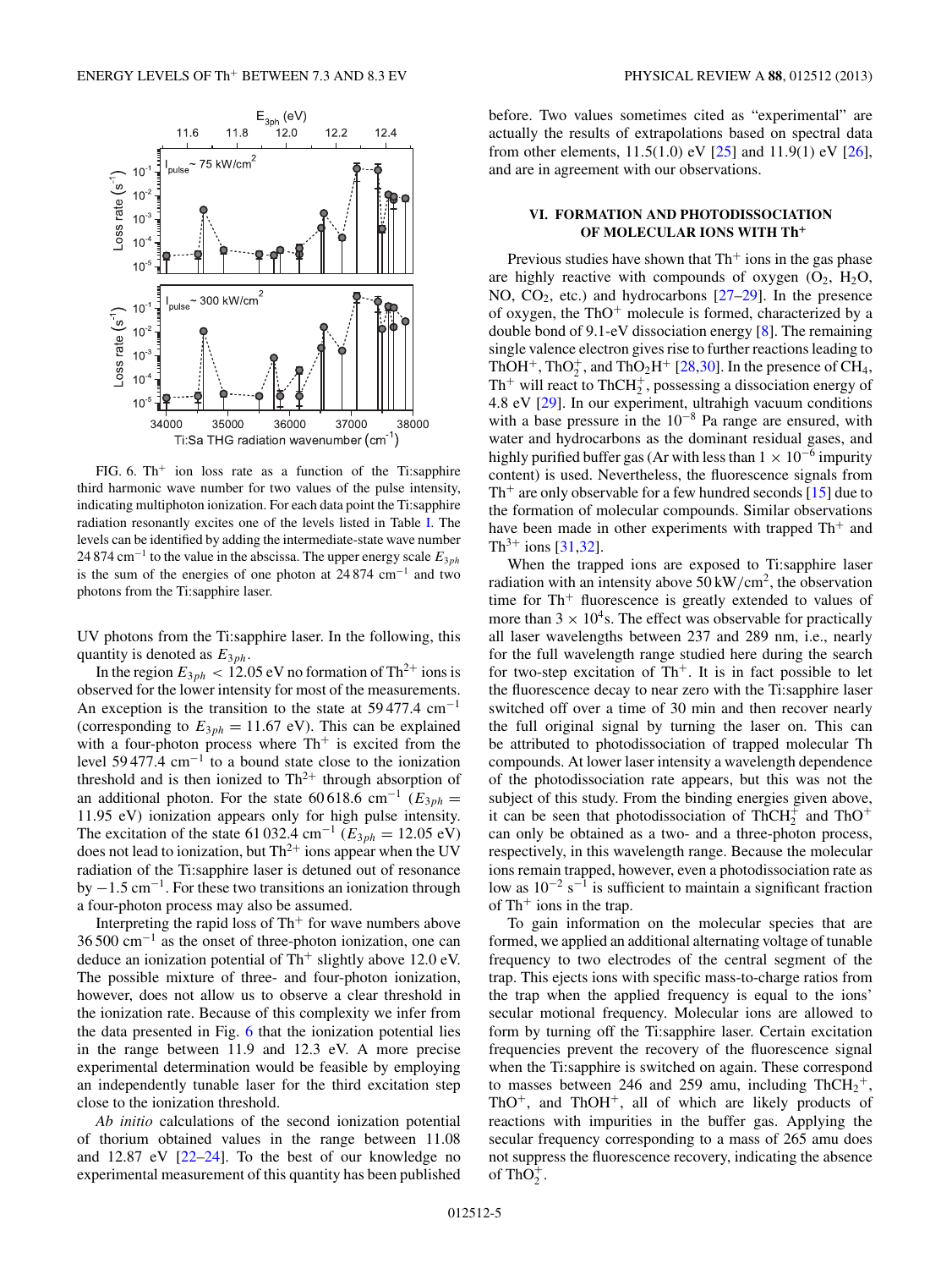FIG. 6. $Th^+$ ion loss rate as a function of the Ti:sapphire third harmonic wave number for two values of the pulse intensity, indicating multiphoton ionization. For each data point the Ti:sapphire radiation resonantly excites one of the levels listed in Table I. The levels can be identified by adding the intermediate-state wave number 24 874 cm$^{-1}$ to the value in the abscissa. The upper energy scale $E_{3ph}$ is the sum of the energies of one photon at 24 874 cm$^{-1}$ and two photons from the Ti:sapphire laser.

UV photons from the Ti:sapphire laser. In the following, this quantity is denoted as $E_{3ph}$.

In the region $E_{3ph} < 12.05$ eV no formation of $Th^{2+}$ ions is observed for the lower intensity for most of the measurements. An exception is the transition to the state at 59 477.4 cm$^{-1}$ (corresponding to $E_{3ph} = 11.67$ eV). This can be explained with a four-photon process where $Th^+$ is excited from the level 59 477.4 cm$^{-1}$ to a bound state close to the ionization threshold and is then ionized to $Th^{2+}$ through absorption of an additional photon. For the state 60 618.6 cm$^{-1}$ ($E_{3ph} = 11.95$ eV) ionization appears only for high pulse intensity. The excitation of the state 61 032.4 cm$^{-1}$ ($E_{3ph} = 12.05$ eV) does not lead to ionization, but $Th^{2+}$ ions appear when the UV radiation of the Ti:sapphire laser is detuned out of resonance by $-1.5$ cm$^{-1}$. For these two transitions an ionization through a four-photon process may also be assumed.

Interpreting the rapid loss of $Th^+$ for wave numbers above 36 500 cm$^{-1}$ as the onset of three-photon ionization, one can deduce an ionization potential of $Th^+$ slightly above 12.0 eV. The possible mixture of three- and four-photon ionization, however, does not allow us to observe a clear threshold in the ionization rate. Because of this complexity we infer from the data presented in Fig. 6 that the ionization potential lies in the range between 11.9 and 12.3 eV. A more precise experimental determination would be feasible by employing an independently tunable laser for the third excitation step close to the ionization threshold.

*Ab initio* calculations of the second ionization potential of thorium obtained values in the range between 11.08 and 12.87 eV [22–24]. To the best of our knowledge no experimental measurement of this quantity has been published before. Two values sometimes cited as "experimental" are actually the results of extrapolations based on spectral data from other elements, 11.5(1.0) eV [25] and 11.9(1) eV [26], and are in agreement with our observations.

## VI. FORMATION AND PHOTODISSOCIATION OF MOLECULAR IONS WITH $Th^+$

Previous studies have shown that $Th^+$ ions in the gas phase are highly reactive with compounds of oxygen ($O_2$, $H_2O$, NO, $CO_2$, etc.) and hydrocarbons [27–29]. In the presence of oxygen, the $ThO^+$ molecule is formed, characterized by a double bond of 9.1-eV dissociation energy [8]. The remaining single valence electron gives rise to further reactions leading to $ThOH^+$, $ThO_2^+$, and $ThO_2H^+$ [28,30]. In the presence of $CH_4$, $Th^+$ will react to $ThCH_2^+$, possessing a dissociation energy of 4.8 eV [29]. In our experiment, ultrahigh vacuum conditions with a base pressure in the $10^{-8}$ Pa range are ensured, with water and hydrocarbons as the dominant residual gases, and highly purified buffer gas (Ar with less than $1 \times 10^{-6}$ impurity content) is used. Nevertheless, the fluorescence signals from $Th^+$ are only observable for a few hundred seconds [15] due to the formation of molecular compounds. Similar observations have been made in other experiments with trapped $Th^+$ and $Th^{3+}$ ions [31,32].

When the trapped ions are exposed to Ti:sapphire laser radiation with an intensity above 50 kW/cm$^2$, the observation time for $Th^+$ fluorescence is greatly extended to values of more than $3 \times 10^4$s. The effect was observable for practically all laser wavelengths between 237 and 289 nm, i.e., nearly for the full wavelength range studied here during the search for two-step excitation of $Th^+$. It is in fact possible to let the fluorescence decay to near zero with the Ti:sapphire laser switched off over a time of 30 min and then recover nearly the full original signal by turning the laser on. This can be attributed to photodissociation of trapped molecular Th compounds. At lower laser intensity a wavelength dependence of the photodissociation rate appears, but this was not the subject of this study. From the binding energies given above, it can be seen that photodissociation of $ThCH_2^+$ and $ThO^+$ can only be obtained as a two- and a three-photon process, respectively, in this wavelength range. Because the molecular ions remain trapped, however, even a photodissociation rate as low as $10^{-2}$ s$^{-1}$ is sufficient to maintain a significant fraction of $Th^+$ ions in the trap.

To gain information on the molecular species that are formed, we applied an additional alternating voltage of tunable frequency to two electrodes of the central segment of the trap. This ejects ions with specific mass-to-charge ratios from the trap when the applied frequency is equal to the ions' secular motional frequency. Molecular ions are allowed to form by turning off the Ti:sapphire laser. Certain excitation frequencies prevent the recovery of the fluorescence signal when the Ti:sapphire is switched on again. These correspond to masses between 246 and 259 amu, including $ThCH_2{}^+$, $ThO^+$, and $ThOH^+$, all of which are likely products of reactions with impurities in the buffer gas. Applying the secular frequency corresponding to a mass of 265 amu does not suppress the fluorescence recovery, indicating the absence of $ThO_2^+$.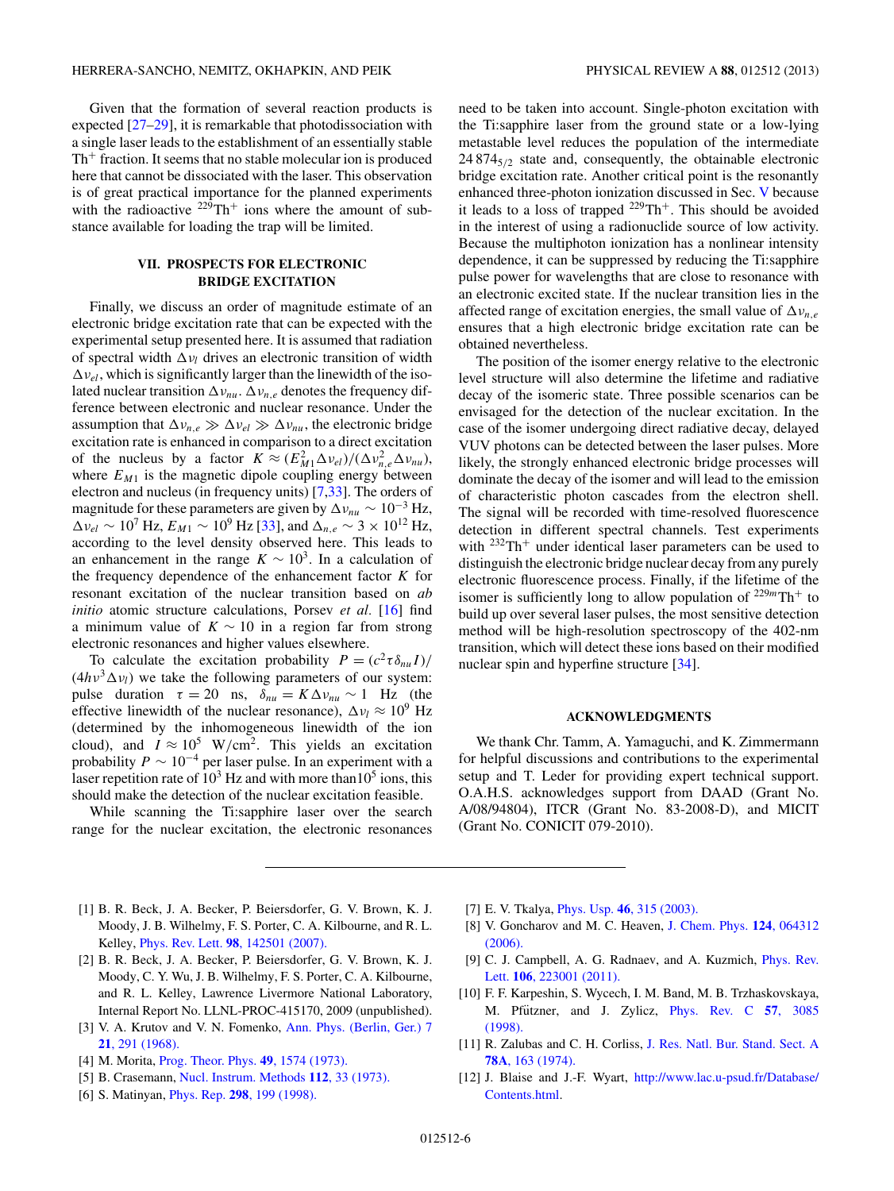Given that the formation of several reaction products is expected [27–29], it is remarkable that photodissociation with a single laser leads to the establishment of an essentially stable $\mathrm{Th}^+$ fraction. It seems that no stable molecular ion is produced here that cannot be dissociated with the laser. This observation is of great practical importance for the planned experiments with the radioactive $^{229}\mathrm{Th}^+$ ions where the amount of substance available for loading the trap will be limited.

## VII. PROSPECTS FOR ELECTRONIC BRIDGE EXCITATION

Finally, we discuss an order of magnitude estimate of an electronic bridge excitation rate that can be expected with the experimental setup presented here. It is assumed that radiation of spectral width $\Delta\nu_l$ drives an electronic transition of width $\Delta\nu_{el}$, which is significantly larger than the linewidth of the isolated nuclear transition $\Delta\nu_{nu}$. $\Delta\nu_{n,e}$ denotes the frequency difference between electronic and nuclear resonance. Under the assumption that $\Delta\nu_{n,e} \gg \Delta\nu_{el} \gg \Delta\nu_{nu}$, the electronic bridge excitation rate is enhanced in comparison to a direct excitation of the nucleus by a factor $K \approx (E_{M1}^2 \Delta\nu_{el})/(\Delta\nu_{n,e}^2 \Delta\nu_{nu})$, where $E_{M1}$ is the magnetic dipole coupling energy between electron and nucleus (in frequency units) [7,33]. The orders of magnitude for these parameters are given by $\Delta\nu_{nu} \sim 10^{-3}$ Hz, $\Delta\nu_{el} \sim 10^7$ Hz, $E_{M1} \sim 10^9$ Hz [33], and $\Delta_{n,e} \sim 3 \times 10^{12}$ Hz, according to the level density observed here. This leads to an enhancement in the range $K \sim 10^3$. In a calculation of the frequency dependence of the enhancement factor $K$ for resonant excitation of the nuclear transition based on *ab initio* atomic structure calculations, Porsev *et al.* [16] find a minimum value of $K \sim 10$ in a region far from strong electronic resonances and higher values elsewhere.

To calculate the excitation probability $P = (c^2 \tau \delta_{nu} I)/(4h\nu^3 \Delta\nu_l)$ we take the following parameters of our system: pulse duration $\tau = 20$ ns, $\delta_{nu} = K \Delta\nu_{nu} \sim 1$ Hz (the effective linewidth of the nuclear resonance), $\Delta\nu_l \approx 10^9$ Hz (determined by the inhomogeneous linewidth of the ion cloud), and $I \approx 10^5$ W/cm$^2$. This yields an excitation probability $P \sim 10^{-4}$ per laser pulse. In an experiment with a laser repetition rate of $10^3$ Hz and with more than$10^5$ ions, this should make the detection of the nuclear excitation feasible.

While scanning the Ti:sapphire laser over the search range for the nuclear excitation, the electronic resonances need to be taken into account. Single-photon excitation with the Ti:sapphire laser from the ground state or a low-lying metastable level reduces the population of the intermediate $24\,874_{5/2}$ state and, consequently, the obtainable electronic bridge excitation rate. Another critical point is the resonantly enhanced three-photon ionization discussed in Sec. V because it leads to a loss of trapped $^{229}\mathrm{Th}^+$. This should be avoided in the interest of using a radionuclide source of low activity. Because the multiphoton ionization has a nonlinear intensity dependence, it can be suppressed by reducing the Ti:sapphire pulse power for wavelengths that are close to resonance with an electronic excited state. If the nuclear transition lies in the affected range of excitation energies, the small value of $\Delta\nu_{n,e}$ ensures that a high electronic bridge excitation rate can be obtained nevertheless.

The position of the isomer energy relative to the electronic level structure will also determine the lifetime and radiative decay of the isomeric state. Three possible scenarios can be envisaged for the detection of the nuclear excitation. In the case of the isomer undergoing direct radiative decay, delayed VUV photons can be detected between the laser pulses. More likely, the strongly enhanced electronic bridge processes will dominate the decay of the isomer and will lead to the emission of characteristic photon cascades from the electron shell. The signal will be recorded with time-resolved fluorescence detection in different spectral channels. Test experiments with $^{232}\mathrm{Th}^+$ under identical laser parameters can be used to distinguish the electronic bridge nuclear decay from any purely electronic fluorescence process. Finally, if the lifetime of the isomer is sufficiently long to allow population of $^{229m}\mathrm{Th}^+$ to build up over several laser pulses, the most sensitive detection method will be high-resolution spectroscopy of the 402-nm transition, which will detect these ions based on their modified nuclear spin and hyperfine structure [34].

## ACKNOWLEDGMENTS

We thank Chr. Tamm, A. Yamaguchi, and K. Zimmermann for helpful discussions and contributions to the experimental setup and T. Leder for providing expert technical support. O.A.H.S. acknowledges support from DAAD (Grant No. A/08/94804), ITCR (Grant No. 83-2008-D), and MICIT (Grant No. CONICIT 079-2010).

---

[1] B. R. Beck, J. A. Becker, P. Beiersdorfer, G. V. Brown, K. J. Moody, J. B. Wilhelmy, F. S. Porter, C. A. Kilbourne, and R. L. Kelley, Phys. Rev. Lett. **98**, 142501 (2007).

[2] B. R. Beck, J. A. Becker, P. Beiersdorfer, G. V. Brown, K. J. Moody, C. Y. Wu, J. B. Wilhelmy, F. S. Porter, C. A. Kilbourne, and R. L. Kelley, Lawrence Livermore National Laboratory, Internal Report No. LLNL-PROC-415170, 2009 (unpublished).

[3] V. A. Krutov and V. N. Fomenko, Ann. Phys. (Berlin, Ger.) 7 **21**, 291 (1968).

[4] M. Morita, Prog. Theor. Phys. **49**, 1574 (1973).

[5] B. Crasemann, Nucl. Instrum. Methods **112**, 33 (1973).

[6] S. Matinyan, Phys. Rep. **298**, 199 (1998).

[7] E. V. Tkalya, Phys. Usp. **46**, 315 (2003).

[8] V. Goncharov and M. C. Heaven, J. Chem. Phys. **124**, 064312 (2006).

[9] C. J. Campbell, A. G. Radnaev, and A. Kuzmich, Phys. Rev. Lett. **106**, 223001 (2011).

[10] F. F. Karpeshin, S. Wycech, I. M. Band, M. B. Trzhaskovskaya, M. Pfützner, and J. Zylicz, Phys. Rev. C **57**, 3085 (1998).

[11] R. Zalubas and C. H. Corliss, J. Res. Natl. Bur. Stand. Sect. A **78A**, 163 (1974).

[12] J. Blaise and J.-F. Wyart, http://www.lac.u-psud.fr/Database/Contents.html.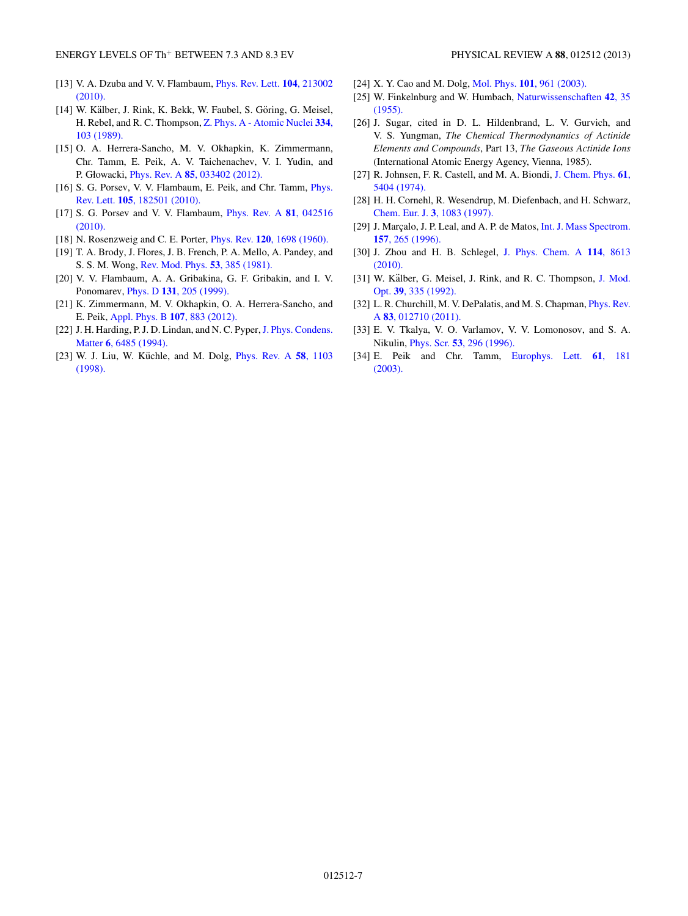[13] V. A. Dzuba and V. V. Flambaum, Phys. Rev. Lett. **104**, 213002 (2010).

[14] W. Kälber, J. Rink, K. Bekk, W. Faubel, S. Göring, G. Meisel, H. Rebel, and R. C. Thompson, Z. Phys. A - Atomic Nuclei **334**, 103 (1989).

[15] O. A. Herrera-Sancho, M. V. Okhapkin, K. Zimmermann, Chr. Tamm, E. Peik, A. V. Taichenachev, V. I. Yudin, and P. Głowacki, Phys. Rev. A **85**, 033402 (2012).

[16] S. G. Porsev, V. V. Flambaum, E. Peik, and Chr. Tamm, Phys. Rev. Lett. **105**, 182501 (2010).

[17] S. G. Porsev and V. V. Flambaum, Phys. Rev. A **81**, 042516 (2010).

[18] N. Rosenzweig and C. E. Porter, Phys. Rev. **120**, 1698 (1960).

[19] T. A. Brody, J. Flores, J. B. French, P. A. Mello, A. Pandey, and S. S. M. Wong, Rev. Mod. Phys. **53**, 385 (1981).

[20] V. V. Flambaum, A. A. Gribakina, G. F. Gribakin, and I. V. Ponomarev, Phys. D **131**, 205 (1999).

[21] K. Zimmermann, M. V. Okhapkin, O. A. Herrera-Sancho, and E. Peik, Appl. Phys. B **107**, 883 (2012).

[22] J. H. Harding, P. J. D. Lindan, and N. C. Pyper, J. Phys. Condens. Matter **6**, 6485 (1994).

[23] W. J. Liu, W. Küchle, and M. Dolg, Phys. Rev. A **58**, 1103 (1998).

[24] X. Y. Cao and M. Dolg, Mol. Phys. **101**, 961 (2003).

[25] W. Finkelnburg and W. Humbach, Naturwissenschaften **42**, 35 (1955).

[26] J. Sugar, cited in D. L. Hildenbrand, L. V. Gurvich, and V. S. Yungman, *The Chemical Thermodynamics of Actinide Elements and Compounds*, Part 13, *The Gaseous Actinide Ions* (International Atomic Energy Agency, Vienna, 1985).

[27] R. Johnsen, F. R. Castell, and M. A. Biondi, J. Chem. Phys. **61**, 5404 (1974).

[28] H. H. Cornehl, R. Wesendrup, M. Diefenbach, and H. Schwarz, Chem. Eur. J. **3**, 1083 (1997).

[29] J. Marçalo, J. P. Leal, and A. P. de Matos, Int. J. Mass Spectrom. **157**, 265 (1996).

[30] J. Zhou and H. B. Schlegel, J. Phys. Chem. A **114**, 8613 (2010).

[31] W. Kälber, G. Meisel, J. Rink, and R. C. Thompson, J. Mod. Opt. **39**, 335 (1992).

[32] L. R. Churchill, M. V. DePalatis, and M. S. Chapman, Phys. Rev. A **83**, 012710 (2011).

[33] E. V. Tkalya, V. O. Varlamov, V. V. Lomonosov, and S. A. Nikulin, Phys. Scr. **53**, 296 (1996).

[34] E. Peik and Chr. Tamm, Europhys. Lett. **61**, 181 (2003).